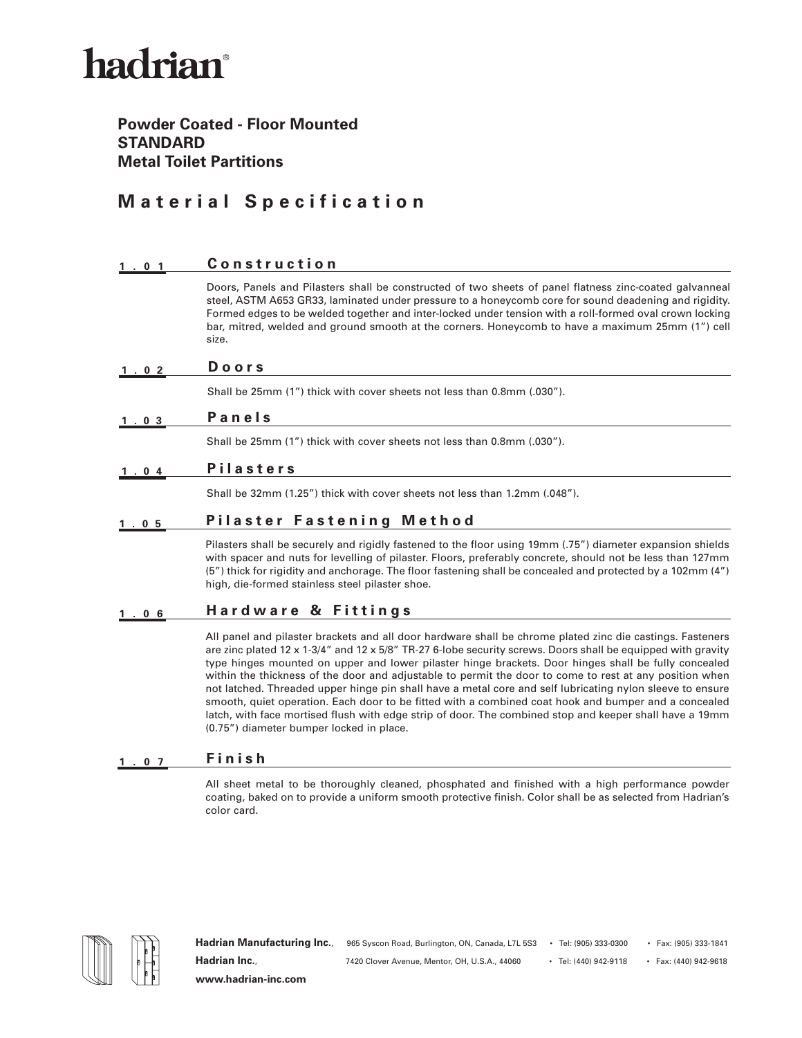# hadrian®

**Powder Coated - Floor Mounted**
**STANDARD**
**Metal Toilet Partitions**

## Material Specification

### 1.01 Construction

Doors, Panels and Pilasters shall be constructed of two sheets of panel flatness zinc-coated galvanneal steel, ASTM A653 GR33, laminated under pressure to a honeycomb core for sound deadening and rigidity. Formed edges to be welded together and inter-locked under tension with a roll-formed oval crown locking bar, mitred, welded and ground smooth at the corners. Honeycomb to have a maximum 25mm (1") cell size.

### 1.02 Doors

Shall be 25mm (1") thick with cover sheets not less than 0.8mm (.030").

### 1.03 Panels

Shall be 25mm (1") thick with cover sheets not less than 0.8mm (.030").

### 1.04 Pilasters

Shall be 32mm (1.25") thick with cover sheets not less than 1.2mm (.048").

### 1.05 Pilaster Fastening Method

Pilasters shall be securely and rigidly fastened to the floor using 19mm (.75") diameter expansion shields with spacer and nuts for levelling of pilaster. Floors, preferably concrete, should not be less than 127mm (5") thick for rigidity and anchorage. The floor fastening shall be concealed and protected by a 102mm (4") high, die-formed stainless steel pilaster shoe.

### 1.06 Hardware & Fittings

All panel and pilaster brackets and all door hardware shall be chrome plated zinc die castings. Fasteners are zinc plated 12 x 1-3/4" and 12 x 5/8" TR-27 6-lobe security screws. Doors shall be equipped with gravity type hinges mounted on upper and lower pilaster hinge brackets. Door hinges shall be fully concealed within the thickness of the door and adjustable to permit the door to come to rest at any position when not latched. Threaded upper hinge pin shall have a metal core and self lubricating nylon sleeve to ensure smooth, quiet operation. Each door to be fitted with a combined coat hook and bumper and a concealed latch, with face mortised flush with edge strip of door. The combined stop and keeper shall have a 19mm (0.75") diameter bumper locked in place.

### 1.07 Finish

All sheet metal to be thoroughly cleaned, phosphated and finished with a high performance powder coating, baked on to provide a uniform smooth protective finish. Color shall be as selected from Hadrian's color card.

**Hadrian Manufacturing Inc.**, 965 Syscon Road, Burlington, ON, Canada, L7L 5S3 • Tel: (905) 333-0300 • Fax: (905) 333-1841
**Hadrian Inc.**, 7420 Clover Avenue, Mentor, OH, U.S.A., 44060 • Tel: (440) 942-9118 • Fax: (440) 942-9618
**www.hadrian-inc.com**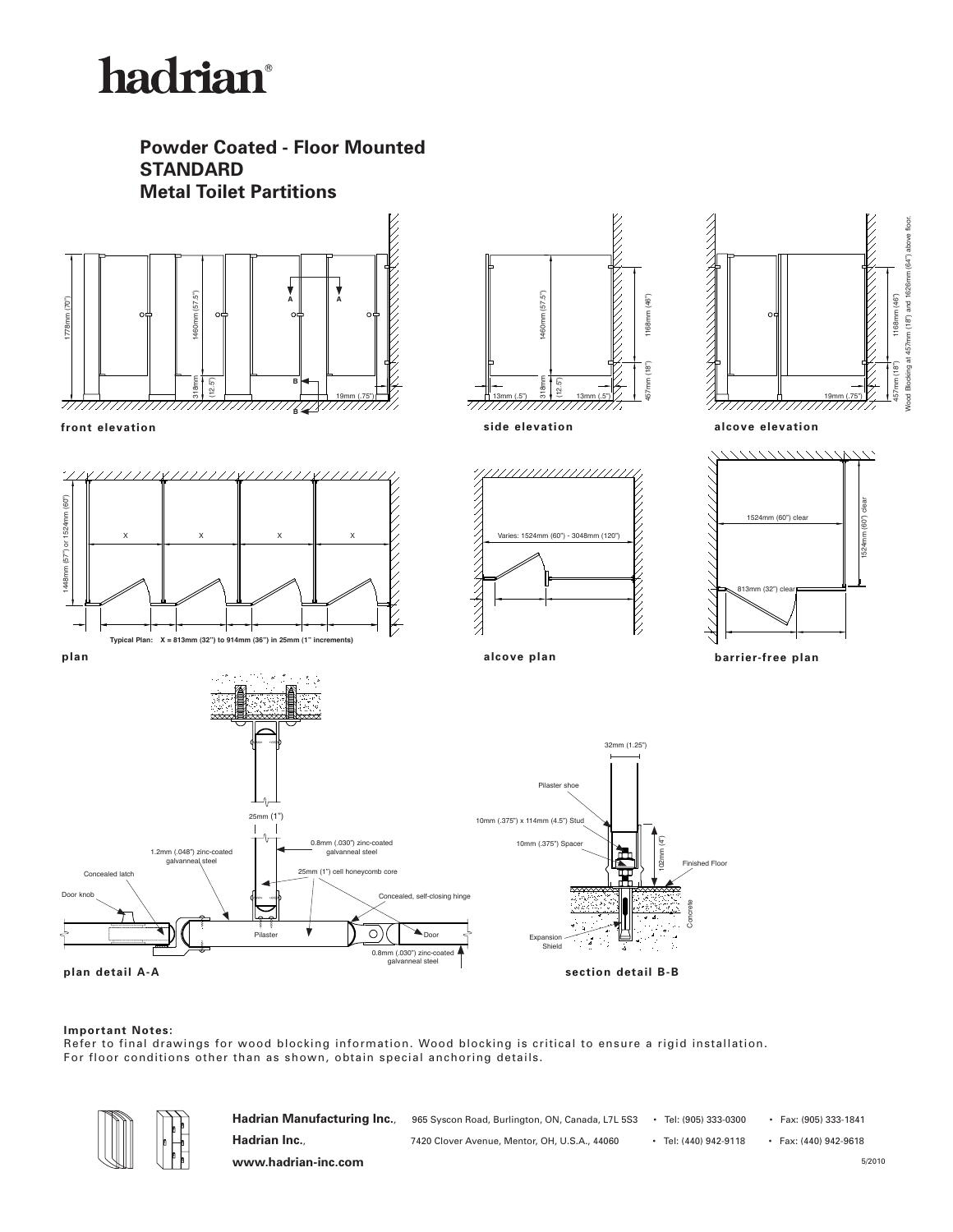hadrian®

## Powder Coated - Floor Mounted
## STANDARD
## Metal Toilet Partitions

1778mm (70")

1460mm (57.5")

318mm (12.5")

19mm (.75")

A A

B B

**front elevation**

1460mm (57.5")

318mm (12.5")

13mm (.5")

13mm (.5")

1168mm (46")

457mm (18")

**side elevation**

1168mm (46")

457mm (18")

19mm (.75")

Wood Blocking at 457mm (18") and 1626mm (64") above floor.

**alcove elevation**

1448mm (57") or 1524mm (60")

X X X X

Typical Plan: X = 813mm (32") to 914mm (36") in 25mm (1" increments)

**plan**

Varies: 1524mm (60") - 3048mm (120")

**alcove plan**

1524mm (60") clear

1524mm (60") clear

813mm (32") clear

**barrier-free plan**

25mm (1")

0.8mm (.030") zinc-coated galvanneal steel

1.2mm (.048") zinc-coated galvanneal steel

25mm (1") cell honeycomb core

Concealed latch

Door knob

Concealed, self-closing hinge

Pilaster

Door

0.8mm (.030") zinc-coated galvanneal steel

**plan detail A-A**

32mm (1.25")

Pilaster shoe

10mm (.375") x 114mm (4.5") Stud

10mm (.375") Spacer

102mm (4")

Finished Floor

Concrete

Expansion Shield

**section detail B-B**

**Important Notes:**

Refer to final drawings for wood blocking information. Wood blocking is critical to ensure a rigid installation.
For floor conditions other than as shown, obtain special anchoring details.

**Hadrian Manufacturing Inc.**, 965 Syscon Road, Burlington, ON, Canada, L7L 5S3 • Tel: (905) 333-0300 • Fax: (905) 333-1841

**Hadrian Inc.**, 7420 Clover Avenue, Mentor, OH, U.S.A., 44060 • Tel: (440) 942-9118 • Fax: (440) 942-9618

**www.hadrian-inc.com**

5/2010